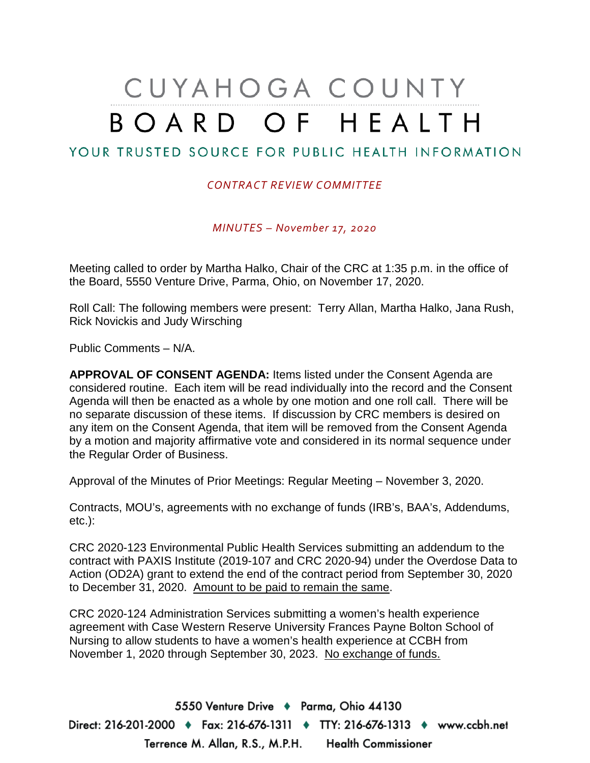# CUYAHOGA COUNTY
# BOARD OF HEALTH

## YOUR TRUSTED SOURCE FOR PUBLIC HEALTH INFORMATION

*CONTRACT REVIEW COMMITTEE*

*MINUTES – November 17, 2020*

Meeting called to order by Martha Halko, Chair of the CRC at 1:35 p.m. in the office of the Board, 5550 Venture Drive, Parma, Ohio, on November 17, 2020.

Roll Call: The following members were present: Terry Allan, Martha Halko, Jana Rush, Rick Novickis and Judy Wirsching

Public Comments – N/A.

**APPROVAL OF CONSENT AGENDA:** Items listed under the Consent Agenda are considered routine. Each item will be read individually into the record and the Consent Agenda will then be enacted as a whole by one motion and one roll call. There will be no separate discussion of these items. If discussion by CRC members is desired on any item on the Consent Agenda, that item will be removed from the Consent Agenda by a motion and majority affirmative vote and considered in its normal sequence under the Regular Order of Business.

Approval of the Minutes of Prior Meetings: Regular Meeting – November 3, 2020.

Contracts, MOU's, agreements with no exchange of funds (IRB's, BAA's, Addendums, etc.):

CRC 2020-123 Environmental Public Health Services submitting an addendum to the contract with PAXIS Institute (2019-107 and CRC 2020-94) under the Overdose Data to Action (OD2A) grant to extend the end of the contract period from September 30, 2020 to December 31, 2020. Amount to be paid to remain the same.

CRC 2020-124 Administration Services submitting a women's health experience agreement with Case Western Reserve University Frances Payne Bolton School of Nursing to allow students to have a women's health experience at CCBH from November 1, 2020 through September 30, 2023. No exchange of funds.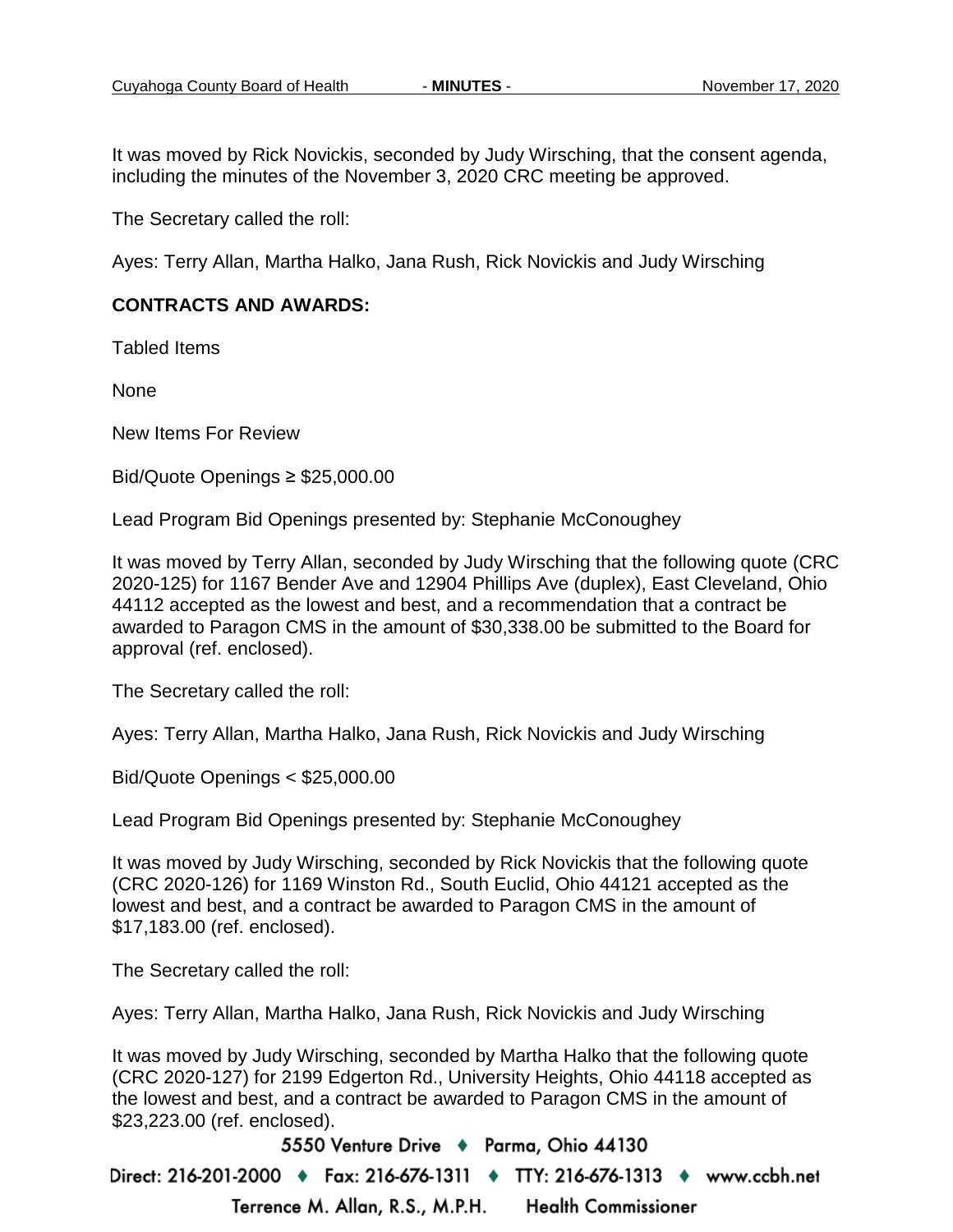It was moved by Rick Novickis, seconded by Judy Wirsching, that the consent agenda, including the minutes of the November 3, 2020 CRC meeting be approved.

The Secretary called the roll:

Ayes: Terry Allan, Martha Halko, Jana Rush, Rick Novickis and Judy Wirsching

**CONTRACTS AND AWARDS:**

Tabled Items

None

New Items For Review

Bid/Quote Openings ≥ $25,000.00

Lead Program Bid Openings presented by: Stephanie McConoughey

It was moved by Terry Allan, seconded by Judy Wirsching that the following quote (CRC 2020-125) for 1167 Bender Ave and 12904 Phillips Ave (duplex), East Cleveland, Ohio 44112 accepted as the lowest and best, and a recommendation that a contract be awarded to Paragon CMS in the amount of $30,338.00 be submitted to the Board for approval (ref. enclosed).

The Secretary called the roll:

Ayes: Terry Allan, Martha Halko, Jana Rush, Rick Novickis and Judy Wirsching

Bid/Quote Openings < $25,000.00

Lead Program Bid Openings presented by: Stephanie McConoughey

It was moved by Judy Wirsching, seconded by Rick Novickis that the following quote (CRC 2020-126) for 1169 Winston Rd., South Euclid, Ohio 44121 accepted as the lowest and best, and a contract be awarded to Paragon CMS in the amount of $17,183.00 (ref. enclosed).

The Secretary called the roll:

Ayes: Terry Allan, Martha Halko, Jana Rush, Rick Novickis and Judy Wirsching

It was moved by Judy Wirsching, seconded by Martha Halko that the following quote (CRC 2020-127) for 2199 Edgerton Rd., University Heights, Ohio 44118 accepted as the lowest and best, and a contract be awarded to Paragon CMS in the amount of $23,223.00 (ref. enclosed).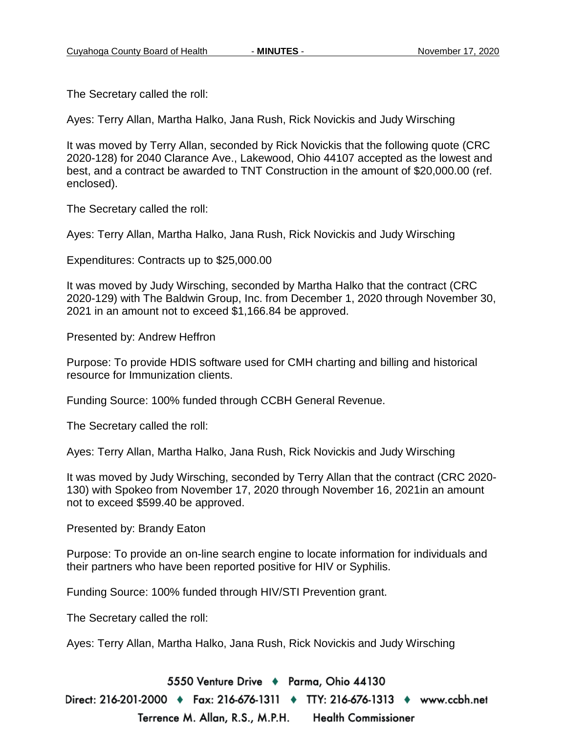The Secretary called the roll:

Ayes: Terry Allan, Martha Halko, Jana Rush, Rick Novickis and Judy Wirsching

It was moved by Terry Allan, seconded by Rick Novickis that the following quote (CRC 2020-128) for 2040 Clarance Ave., Lakewood, Ohio 44107 accepted as the lowest and best, and a contract be awarded to TNT Construction in the amount of $20,000.00 (ref. enclosed).

The Secretary called the roll:

Ayes: Terry Allan, Martha Halko, Jana Rush, Rick Novickis and Judy Wirsching

Expenditures: Contracts up to $25,000.00

It was moved by Judy Wirsching, seconded by Martha Halko that the contract (CRC 2020-129) with The Baldwin Group, Inc. from December 1, 2020 through November 30, 2021 in an amount not to exceed $1,166.84 be approved.

Presented by: Andrew Heffron

Purpose: To provide HDIS software used for CMH charting and billing and historical resource for Immunization clients.

Funding Source: 100% funded through CCBH General Revenue.

The Secretary called the roll:

Ayes: Terry Allan, Martha Halko, Jana Rush, Rick Novickis and Judy Wirsching

It was moved by Judy Wirsching, seconded by Terry Allan that the contract (CRC 2020-130) with Spokeo from November 17, 2020 through November 16, 2021in an amount not to exceed $599.40 be approved.

Presented by: Brandy Eaton

Purpose: To provide an on-line search engine to locate information for individuals and their partners who have been reported positive for HIV or Syphilis.

Funding Source: 100% funded through HIV/STI Prevention grant.

The Secretary called the roll:

Ayes: Terry Allan, Martha Halko, Jana Rush, Rick Novickis and Judy Wirsching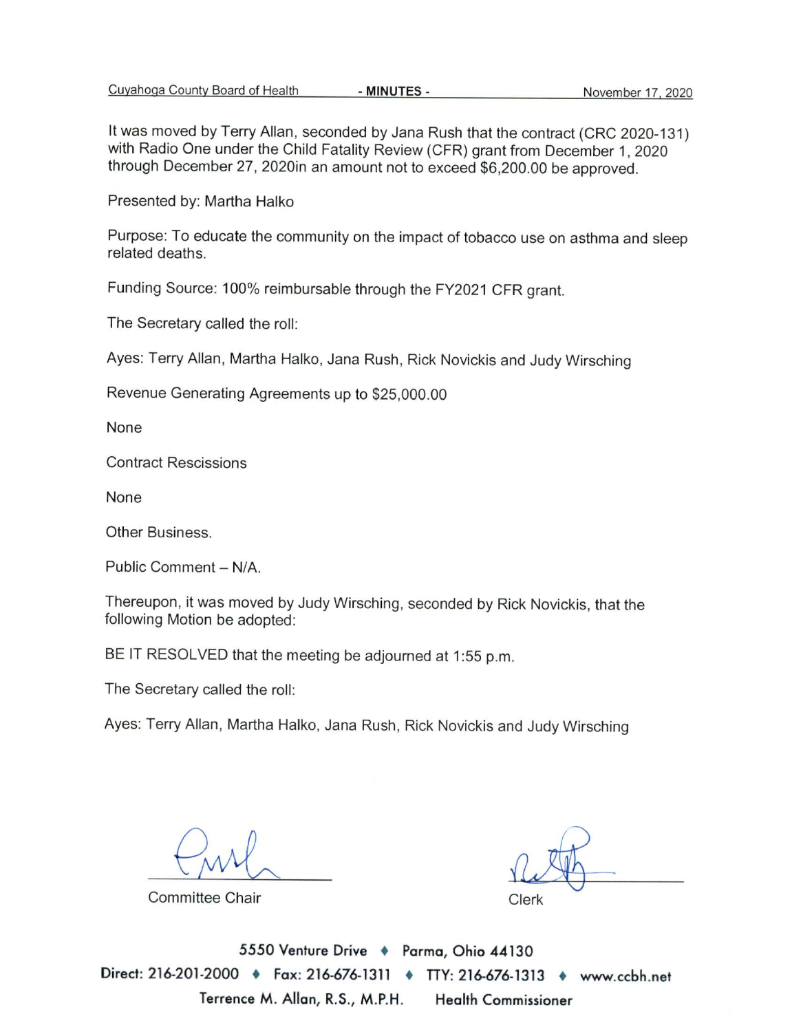It was moved by Terry Allan, seconded by Jana Rush that the contract (CRC 2020-131) with Radio One under the Child Fatality Review (CFR) grant from December 1, 2020 through December 27, 2020in an amount not to exceed $6,200.00 be approved.

Presented by: Martha Halko

Purpose: To educate the community on the impact of tobacco use on asthma and sleep related deaths.

Funding Source: 100% reimbursable through the FY2021 CFR grant.

The Secretary called the roll:

Ayes: Terry Allan, Martha Halko, Jana Rush, Rick Novickis and Judy Wirsching

Revenue Generating Agreements up to $25,000.00

None

Contract Rescissions

None

Other Business.

Public Comment – N/A.

Thereupon, it was moved by Judy Wirsching, seconded by Rick Novickis, that the following Motion be adopted:

BE IT RESOLVED that the meeting be adjourned at 1:55 p.m.

The Secretary called the roll:

Ayes: Terry Allan, Martha Halko, Jana Rush, Rick Novickis and Judy Wirsching

Committee Chair

Clerk

5550 Venture Drive ♦ Parma, Ohio 44130

Direct: 216-201-2000 ♦ Fax: 216-676-1311 ♦ TTY: 216-676-1313 ♦ www.ccbh.net

Terrence M. Allan, R.S., M.P.H. Health Commissioner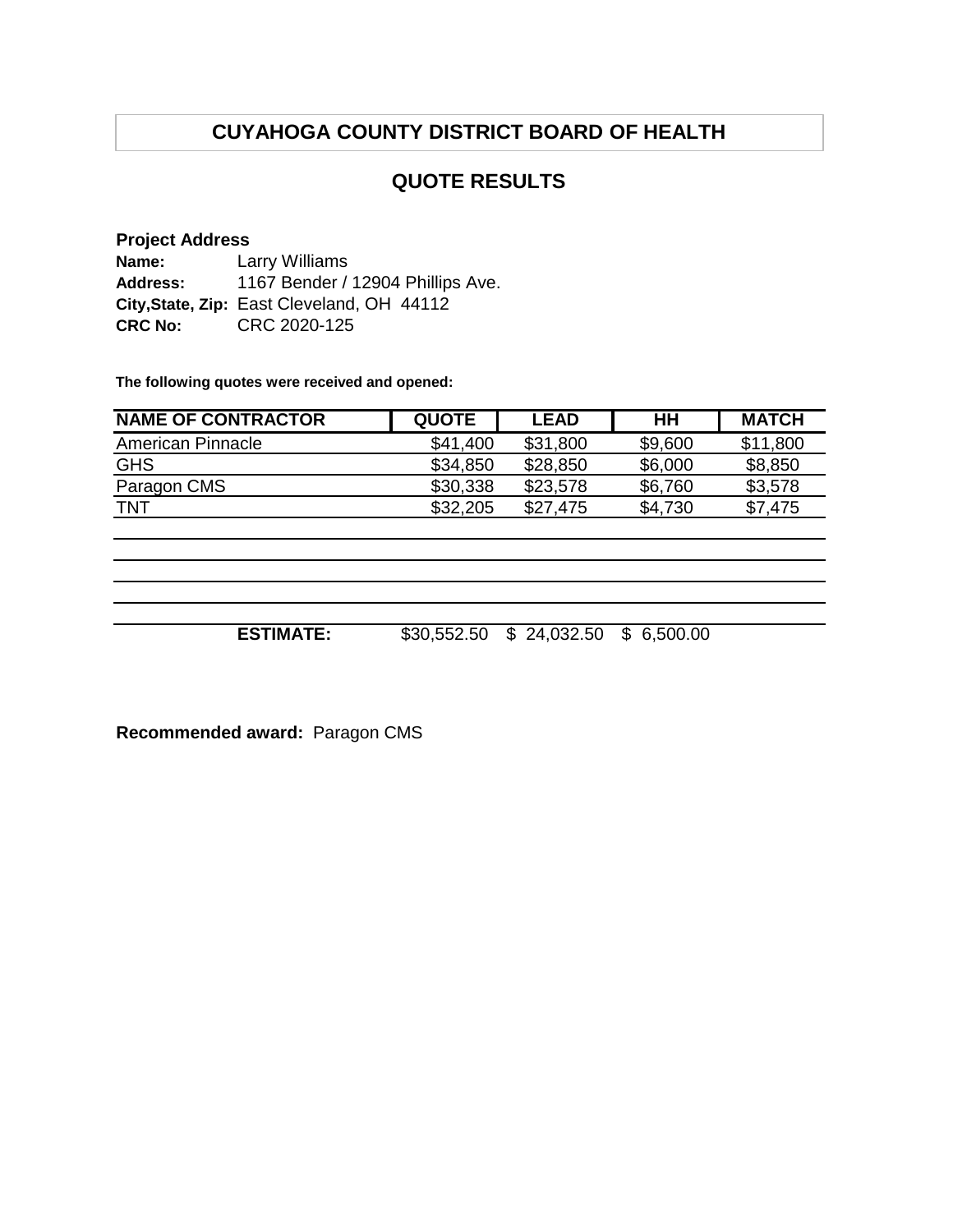# CUYAHOGA COUNTY DISTRICT BOARD OF HEALTH

## QUOTE RESULTS

**Project Address**

**Name:** Larry Williams
**Address:** 1167 Bender / 12904 Phillips Ave.
**City,State, Zip:** East Cleveland, OH 44112
**CRC No:** CRC 2020-125

**The following quotes were received and opened:**

| NAME OF CONTRACTOR | QUOTE | LEAD | HH | MATCH |
|---|---|---|---|---|
| American Pinnacle | $41,400 | $31,800 | $9,600 | $11,800 |
| GHS | $34,850 | $28,850 | $6,000 | $8,850 |
| Paragon CMS | $30,338 | $23,578 | $6,760 | $3,578 |
| TNT | $32,205 | $27,475 | $4,730 | $7,475 |
| | | | | |
| | | | | |
| | | | | |
| | | | | |
| **ESTIMATE:** | $30,552.50 | $ 24,032.50 | $ 6,500.00 | |

**Recommended award:** Paragon CMS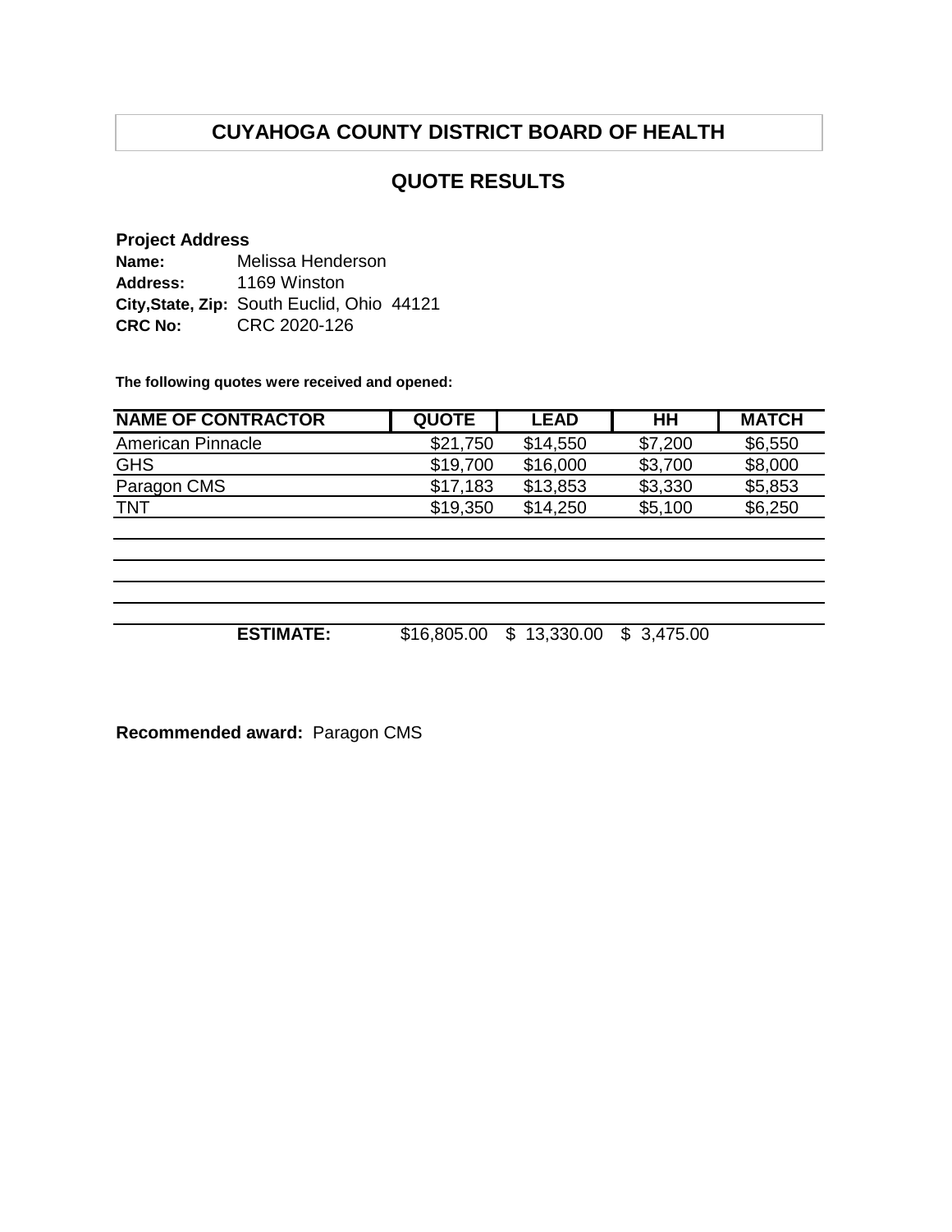# CUYAHOGA COUNTY DISTRICT BOARD OF HEALTH

## QUOTE RESULTS

**Project Address**
**Name:** Melissa Henderson
**Address:** 1169 Winston
**City,State, Zip:** South Euclid, Ohio 44121
**CRC No:** CRC 2020-126

**The following quotes were received and opened:**

| NAME OF CONTRACTOR | QUOTE | LEAD | HH | MATCH |
|---|---|---|---|---|
| American Pinnacle | $21,750 | $14,550 | $7,200 | $6,550 |
| GHS | $19,700 | $16,000 | $3,700 | $8,000 |
| Paragon CMS | $17,183 | $13,853 | $3,330 | $5,853 |
| TNT | $19,350 | $14,250 | $5,100 | $6,250 |
| | | | | |
| | | | | |
| | | | | |
| | | | | |
| **ESTIMATE:** | $16,805.00 | $ 13,330.00 | $ 3,475.00 | |

**Recommended award:** Paragon CMS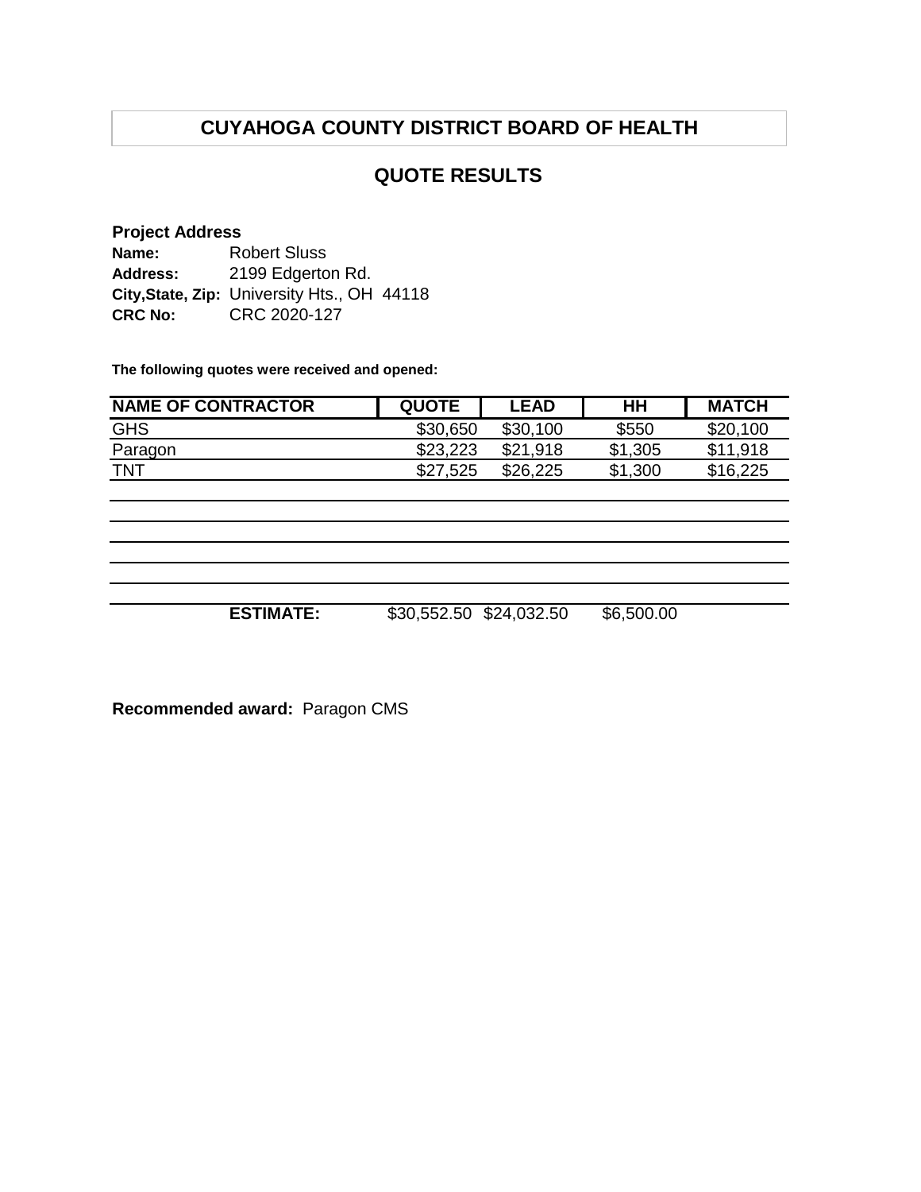# CUYAHOGA COUNTY DISTRICT BOARD OF HEALTH

## QUOTE RESULTS

**Project Address**
**Name:** Robert Sluss
**Address:** 2199 Edgerton Rd.
**City,State, Zip:** University Hts., OH 44118
**CRC No:** CRC 2020-127

**The following quotes were received and opened:**

| NAME OF CONTRACTOR | QUOTE | LEAD | HH | MATCH |
|---|---|---|---|---|
| GHS | $30,650 | $30,100 | $550 | $20,100 |
| Paragon | $23,223 | $21,918 | $1,305 | $11,918 |
| TNT | $27,525 | $26,225 | $1,300 | $16,225 |
| | | | | |
| | | | | |
| | | | | |
| | | | | |
| | | | | |
| **ESTIMATE:** | $30,552.50 | $24,032.50 | $6,500.00 | |

**Recommended award:** Paragon CMS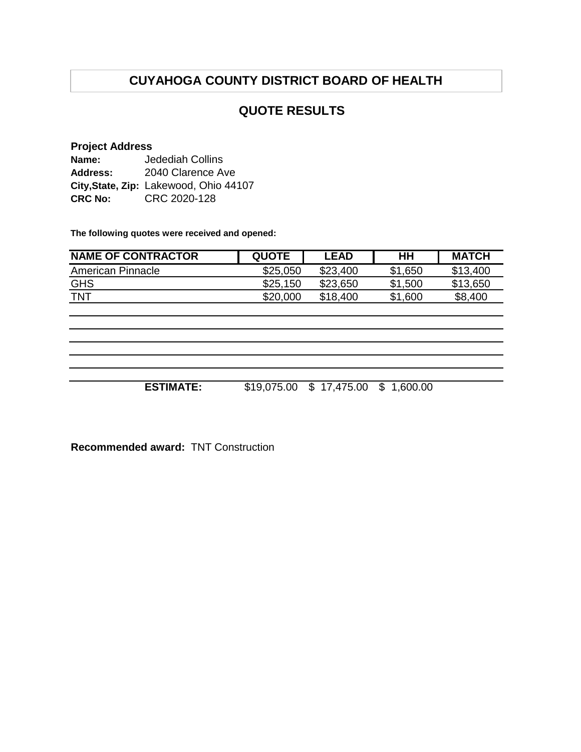# CUYAHOGA COUNTY DISTRICT BOARD OF HEALTH

## QUOTE RESULTS

**Project Address**
**Name:** Jedediah Collins
**Address:** 2040 Clarence Ave
**City,State, Zip:** Lakewood, Ohio 44107
**CRC No:** CRC 2020-128

**The following quotes were received and opened:**

| NAME OF CONTRACTOR | QUOTE | LEAD | HH | MATCH |
|---|---|---|---|---|
| American Pinnacle | $25,050 | $23,400 | $1,650 | $13,400 |
| GHS | $25,150 | $23,650 | $1,500 | $13,650 |
| TNT | $20,000 | $18,400 | $1,600 | $8,400 |
| | | | | |
| | | | | |
| | | | | |
| | | | | |
| | | | | |
| **ESTIMATE:** | $19,075.00 | $ 17,475.00 | $ 1,600.00 | |

**Recommended award:** TNT Construction